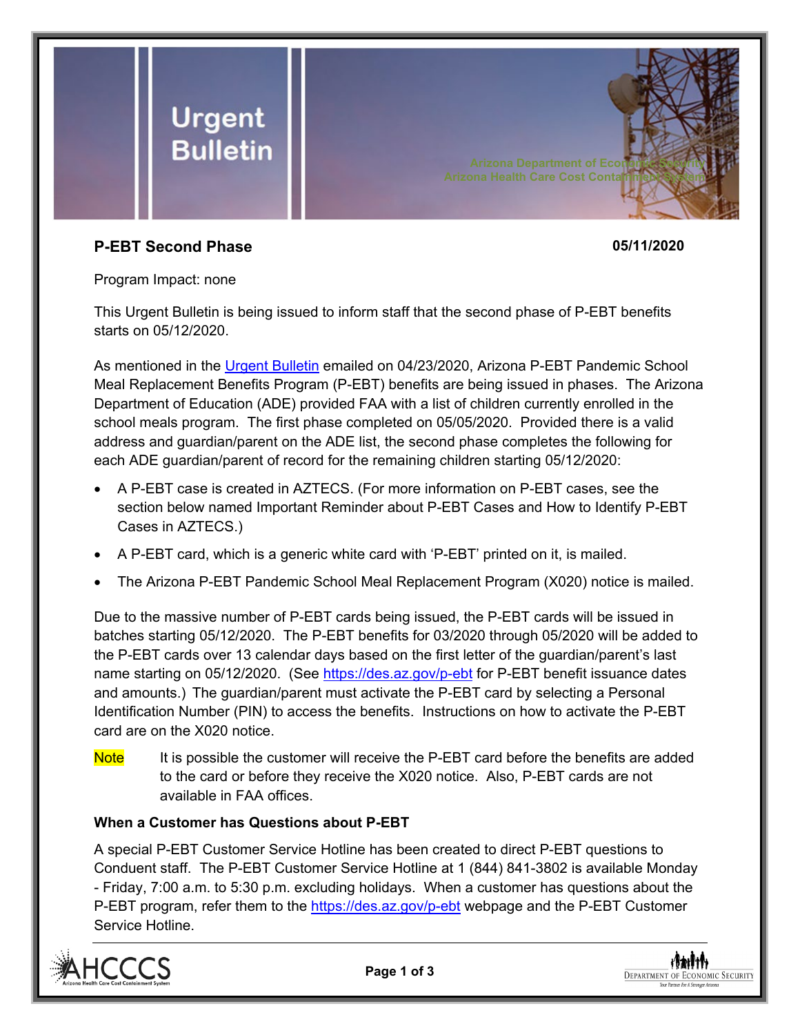# Urgent Bulletin

Arizona Department of Economic Security
Arizona Health Care Cost Containment System

**P-EBT Second Phase** **05/11/2020**

Program Impact: none

This Urgent Bulletin is being issued to inform staff that the second phase of P-EBT benefits starts on 05/12/2020.

As mentioned in the Urgent Bulletin emailed on 04/23/2020, Arizona P-EBT Pandemic School Meal Replacement Benefits Program (P-EBT) benefits are being issued in phases. The Arizona Department of Education (ADE) provided FAA with a list of children currently enrolled in the school meals program. The first phase completed on 05/05/2020. Provided there is a valid address and guardian/parent on the ADE list, the second phase completes the following for each ADE guardian/parent of record for the remaining children starting 05/12/2020:

- A P-EBT case is created in AZTECS. (For more information on P-EBT cases, see the section below named Important Reminder about P-EBT Cases and How to Identify P-EBT Cases in AZTECS.)
- A P-EBT card, which is a generic white card with 'P-EBT' printed on it, is mailed.
- The Arizona P-EBT Pandemic School Meal Replacement Program (X020) notice is mailed.

Due to the massive number of P-EBT cards being issued, the P-EBT cards will be issued in batches starting 05/12/2020. The P-EBT benefits for 03/2020 through 05/2020 will be added to the P-EBT cards over 13 calendar days based on the first letter of the guardian/parent's last name starting on 05/12/2020. (See https://des.az.gov/p-ebt for P-EBT benefit issuance dates and amounts.) The guardian/parent must activate the P-EBT card by selecting a Personal Identification Number (PIN) to access the benefits. Instructions on how to activate the P-EBT card are on the X020 notice.

**Note** It is possible the customer will receive the P-EBT card before the benefits are added to the card or before they receive the X020 notice. Also, P-EBT cards are not available in FAA offices.

### When a Customer has Questions about P-EBT

A special P-EBT Customer Service Hotline has been created to direct P-EBT questions to Conduent staff. The P-EBT Customer Service Hotline at 1 (844) 841-3802 is available Monday - Friday, 7:00 a.m. to 5:30 p.m. excluding holidays. When a customer has questions about the P-EBT program, refer them to the https://des.az.gov/p-ebt webpage and the P-EBT Customer Service Hotline.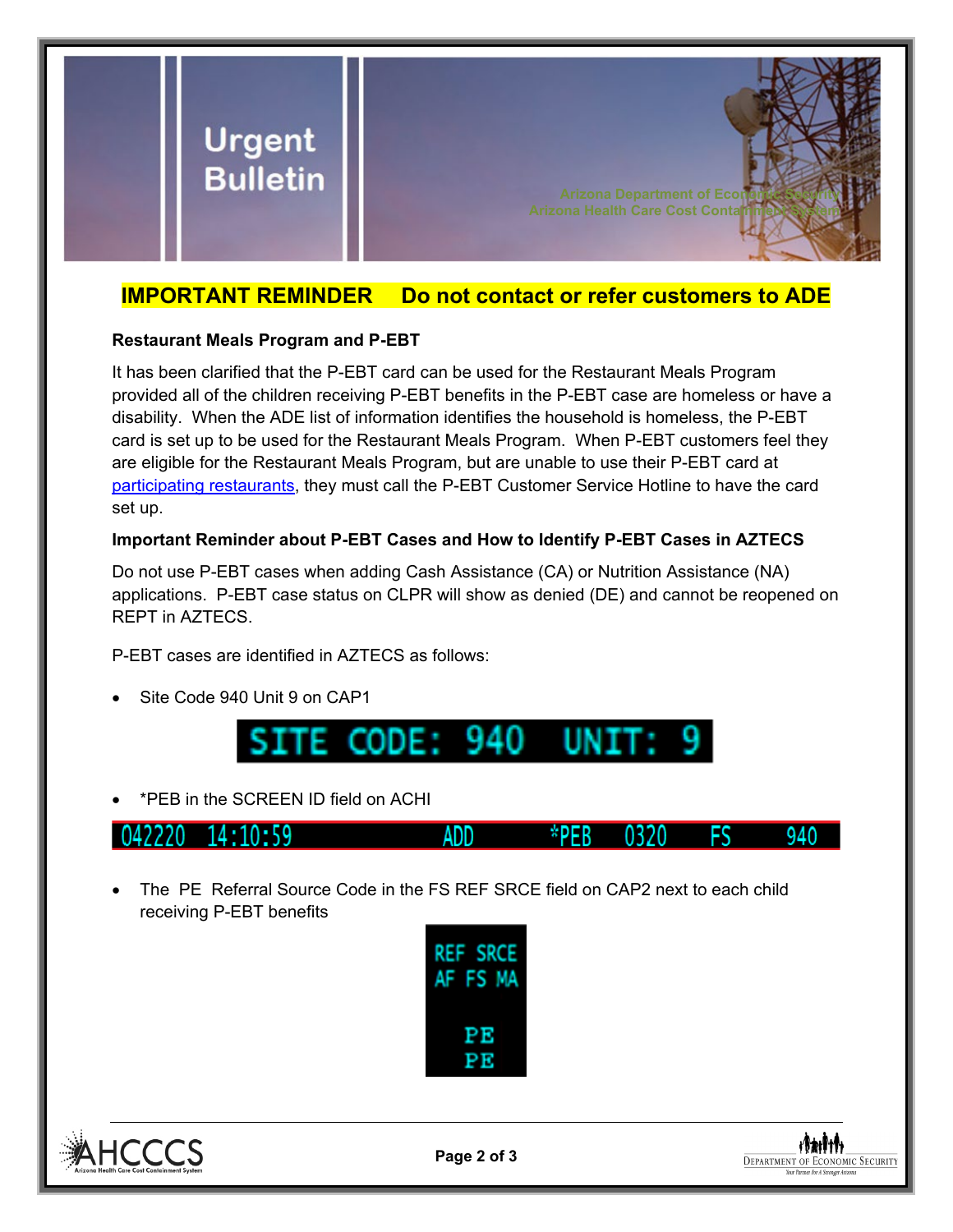Urgent Bulletin

Arizona Department of Economic Security
Arizona Health Care Cost Containment System

**IMPORTANT REMINDER Do not contact or refer customers to ADE**

**Restaurant Meals Program and P-EBT**

It has been clarified that the P-EBT card can be used for the Restaurant Meals Program provided all of the children receiving P-EBT benefits in the P-EBT case are homeless or have a disability. When the ADE list of information identifies the household is homeless, the P-EBT card is set up to be used for the Restaurant Meals Program. When P-EBT customers feel they are eligible for the Restaurant Meals Program, but are unable to use their P-EBT card at participating restaurants, they must call the P-EBT Customer Service Hotline to have the card set up.

**Important Reminder about P-EBT Cases and How to Identify P-EBT Cases in AZTECS**

Do not use P-EBT cases when adding Cash Assistance (CA) or Nutrition Assistance (NA) applications. P-EBT case status on CLPR will show as denied (DE) and cannot be reopened on REPT in AZTECS.

P-EBT cases are identified in AZTECS as follows:

- Site Code 940 Unit 9 on CAP1

  SITE CODE: 940 UNIT: 9

- *PEB in the SCREEN ID field on ACHI

  042220 14:10:59 ADD *PEB 0320 FS 940

- The PE Referral Source Code in the FS REF SRCE field on CAP2 next to each child receiving P-EBT benefits

  REF SRCE
  AF FS MA
  PE
  PE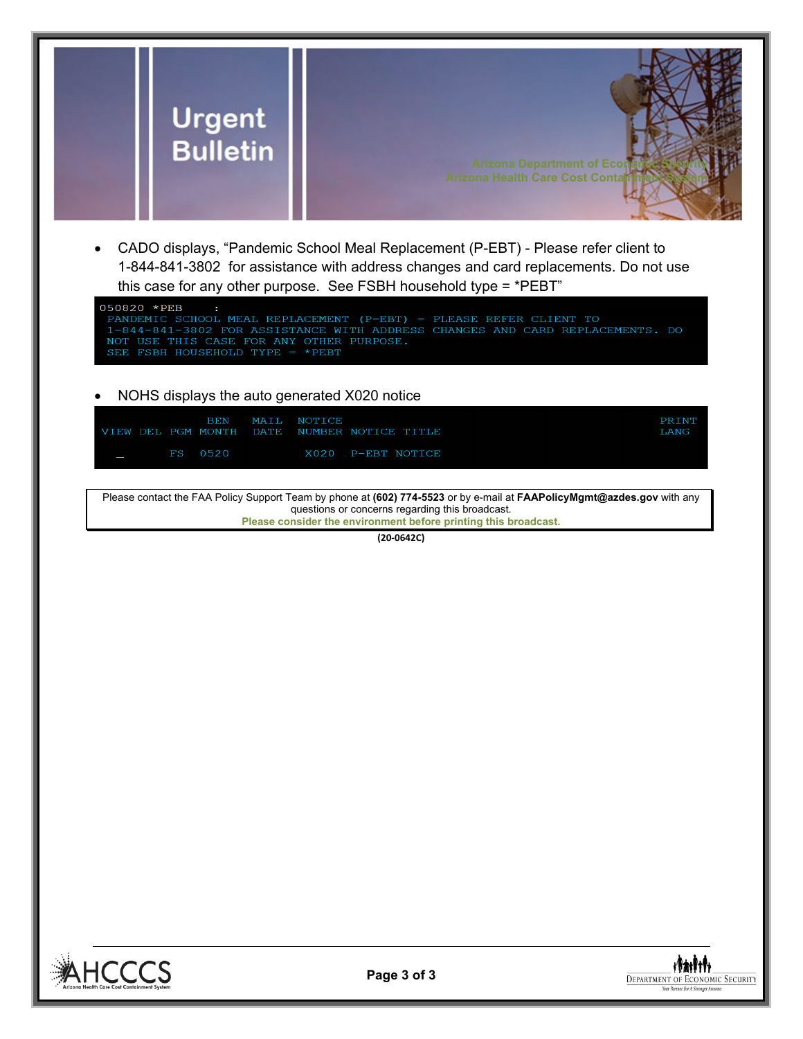# Urgent Bulletin

Arizona Department of Economic Security
Arizona Health Care Cost Containment System

- CADO displays, "Pandemic School Meal Replacement (P-EBT) - Please refer client to 1-844-841-3802 for assistance with address changes and card replacements. Do not use this case for any other purpose. See FSBH household type = *PEBT"

```
050820 *PEB    :
 PANDEMIC SCHOOL MEAL REPLACEMENT (P-EBT) - PLEASE REFER CLIENT TO
 1-844-841-3802 FOR ASSISTANCE WITH ADDRESS CHANGES AND CARD REPLACEMENTS. DO
 NOT USE THIS CASE FOR ANY OTHER PURPOSE.
 SEE FSBH HOUSEHOLD TYPE = *PEBT
```

- NOHS displays the auto generated X020 notice

```
               BEN    MAIL   NOTICE                                        PRINT
VIEW DEL PGM MONTH   DATE   NUMBER NOTICE TITLE                            LANG

  _       FS  0520           X020   P-EBT NOTICE
```

Please contact the FAA Policy Support Team by phone at **(602) 774-5523** or by e-mail at **FAAPolicyMgmt@azdes.gov** with any questions or concerns regarding this broadcast.
**Please consider the environment before printing this broadcast.**

**(20-0642C)**